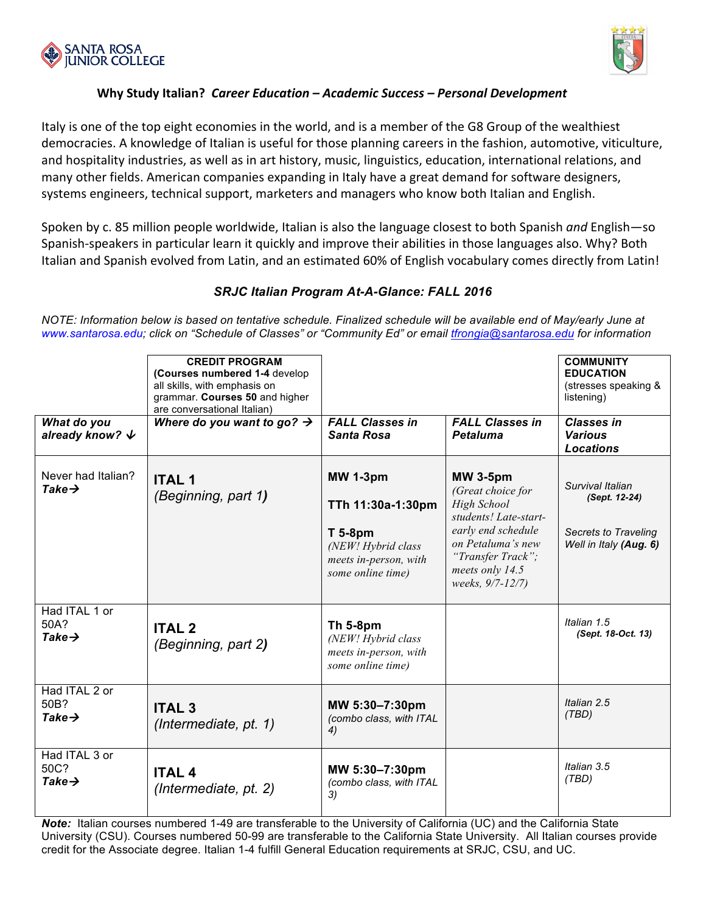SANTA ROSA JUNIOR COLLEGE

## Why Study Italian? *Career Education – Academic Success – Personal Development*

Italy is one of the top eight economies in the world, and is a member of the G8 Group of the wealthiest democracies. A knowledge of Italian is useful for those planning careers in the fashion, automotive, viticulture, and hospitality industries, as well as in art history, music, linguistics, education, international relations, and many other fields. American companies expanding in Italy have a great demand for software designers, systems engineers, technical support, marketers and managers who know both Italian and English.

Spoken by c. 85 million people worldwide, Italian is also the language closest to both Spanish *and* English—so Spanish-speakers in particular learn it quickly and improve their abilities in those languages also. Why? Both Italian and Spanish evolved from Latin, and an estimated 60% of English vocabulary comes directly from Latin!

### *SRJC Italian Program At-A-Glance: FALL 2016*

*NOTE: Information below is based on tentative schedule. Finalized schedule will be available end of May/early June at www.santarosa.edu; click on "Schedule of Classes" or "Community Ed" or email tfrongia@santarosa.edu for information*

| | **CREDIT PROGRAM** (**Courses numbered 1-4** develop all skills, with emphasis on grammar. **Courses 50** and higher are conversational Italian) | | | **COMMUNITY EDUCATION** (stresses speaking & listening) |
|---|---|---|---|---|
| ***What do you already know? ↓*** | ***Where do you want to go? →*** | ***FALL Classes in Santa Rosa*** | ***FALL Classes in Petaluma*** | ***Classes in Various Locations*** |
| Never had Italian? ***Take→*** | **ITAL 1** *(Beginning, part 1)* | **MW 1-3pm**<br>**TTh 11:30a-1:30pm**<br>**T 5-8pm** *(NEW! Hybrid class meets in-person, with some online time)* | **MW 3-5pm** *(Great choice for High School students! Late-start-early end schedule on Petaluma's new "Transfer Track"; meets only 14.5 weeks, 9/7-12/7)* | *Survival Italian* ***(Sept. 12-24)***<br>*Secrets to Traveling Well in Italy* ***(Aug. 6)*** |
| Had ITAL 1 or 50A? ***Take→*** | **ITAL 2** *(Beginning, part 2)* | **Th 5-8pm** *(NEW! Hybrid class meets in-person, with some online time)* | | *Italian 1.5* ***(Sept. 18-Oct. 13)*** |
| Had ITAL 2 or 50B? ***Take→*** | **ITAL 3** *(Intermediate, pt. 1)* | **MW 5:30–7:30pm** *(combo class, with ITAL 4)* | | *Italian 2.5 (TBD)* |
| Had ITAL 3 or 50C? ***Take→*** | **ITAL 4** *(Intermediate, pt. 2)* | **MW 5:30–7:30pm** *(combo class, with ITAL 3)* | | *Italian 3.5 (TBD)* |

***Note:*** Italian courses numbered 1-49 are transferable to the University of California (UC) and the California State University (CSU). Courses numbered 50-99 are transferable to the California State University. All Italian courses provide credit for the Associate degree. Italian 1-4 fulfill General Education requirements at SRJC, CSU, and UC.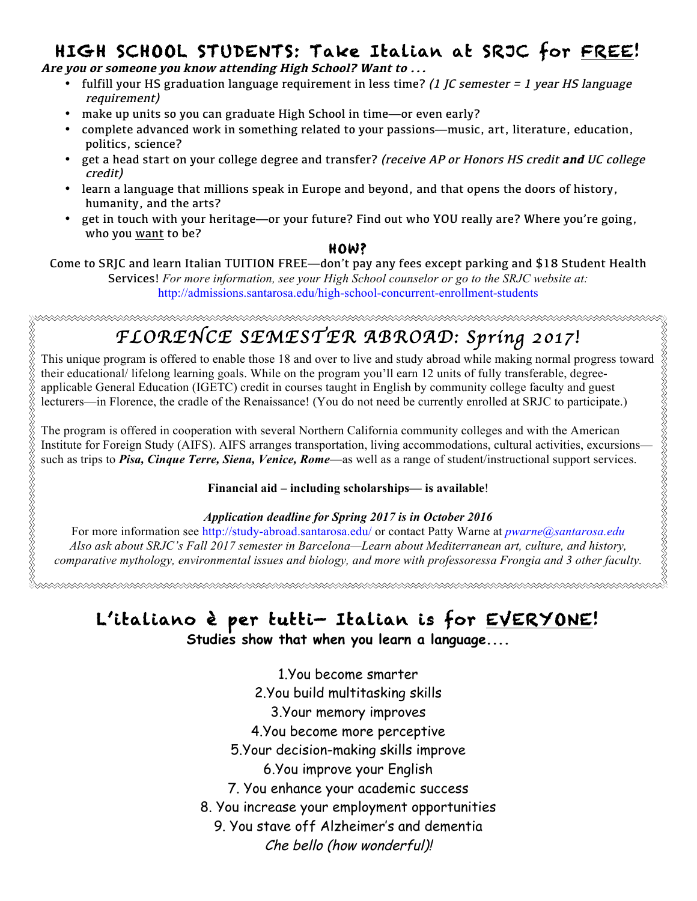# HIGH SCHOOL STUDENTS: Take Italian at SRJC for FREE!

***Are you or someone you know attending High School? Want to . . .***

- fulfill your HS graduation language requirement in less time? *(1 JC semester = 1 year HS language requirement)*
- make up units so you can graduate High School in time—or even early?
- complete advanced work in something related to your passions—music, art, literature, education, politics, science?
- get a head start on your college degree and transfer? *(receive AP or Honors HS credit **and** UC college credit)*
- learn a language that millions speak in Europe and beyond, and that opens the doors of history, humanity, and the arts?
- get in touch with your heritage—or your future? Find out who YOU really are? Where you're going, who you want to be?

### HOW?

Come to SRJC and learn Italian TUITION FREE—don't pay any fees except parking and $18 Student Health Services! *For more information, see your High School counselor or go to the SRJC website at:* http://admissions.santarosa.edu/high-school-concurrent-enrollment-students

# *FLORENCE SEMESTER ABROAD: Spring 2017!*

This unique program is offered to enable those 18 and over to live and study abroad while making normal progress toward their educational/ lifelong learning goals. While on the program you'll earn 12 units of fully transferable, degree-applicable General Education (IGETC) credit in courses taught in English by community college faculty and guest lecturers—in Florence, the cradle of the Renaissance! (You do not need be currently enrolled at SRJC to participate.)

The program is offered in cooperation with several Northern California community colleges and with the American Institute for Foreign Study (AIFS). AIFS arranges transportation, living accommodations, cultural activities, excursions—such as trips to ***Pisa, Cinque Terre, Siena, Venice, Rome***—as well as a range of student/instructional support services.

**Financial aid – including scholarships— is available**!

***Application deadline for Spring 2017 is in October 2016***

For more information see http://study-abroad.santarosa.edu/ or contact Patty Warne at *pwarne@santarosa.edu*

*Also ask about SRJC's Fall 2017 semester in Barcelona—Learn about Mediterranean art, culture, and history, comparative mythology, environmental issues and biology, and more with professoressa Frongia and 3 other faculty.*

# L'italiano è per tutti– Italian is for EVERYONE!

**Studies show that when you learn a language....**

1. You become smarter
2. You build multitasking skills
3. Your memory improves
4. You become more perceptive
5. Your decision-making skills improve
6. You improve your English
7. You enhance your academic success
8. You increase your employment opportunities
9. You stave off Alzheimer's and dementia

*Che bello (how wonderful)!*